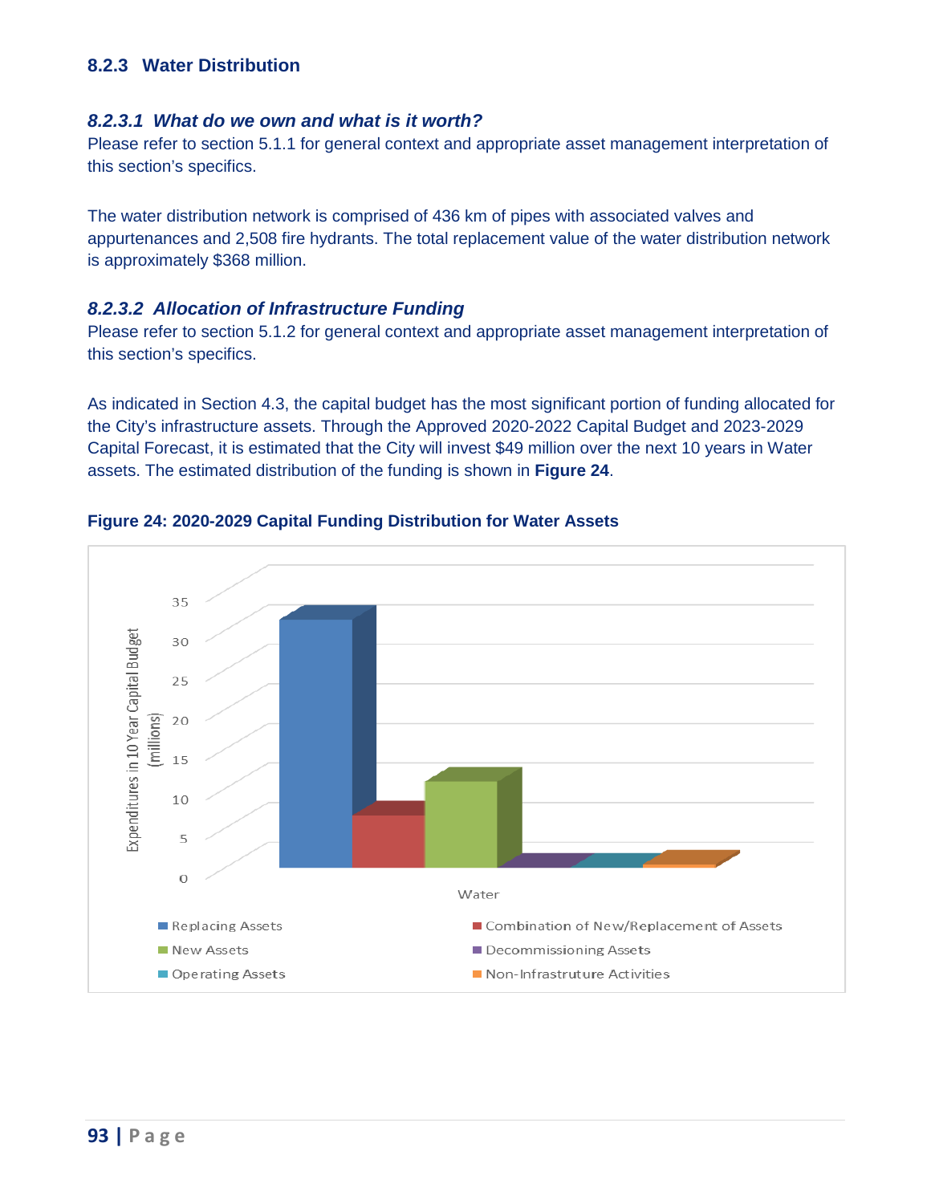### 8.2.3 Water Distribution

#### *8.2.3.1 What do we own and what is it worth?*

Please refer to section 5.1.1 for general context and appropriate asset management interpretation of this section's specifics.

The water distribution network is comprised of 436 km of pipes with associated valves and appurtenances and 2,508 fire hydrants. The total replacement value of the water distribution network is approximately $368 million.

#### *8.2.3.2 Allocation of Infrastructure Funding*

Please refer to section 5.1.2 for general context and appropriate asset management interpretation of this section's specifics.

As indicated in Section 4.3, the capital budget has the most significant portion of funding allocated for the City's infrastructure assets. Through the Approved 2020-2022 Capital Budget and 2023-2029 Capital Forecast, it is estimated that the City will invest $49 million over the next 10 years in Water assets. The estimated distribution of the funding is shown in **Figure 24**.

**Figure 24: 2020-2029 Capital Funding Distribution for Water Assets**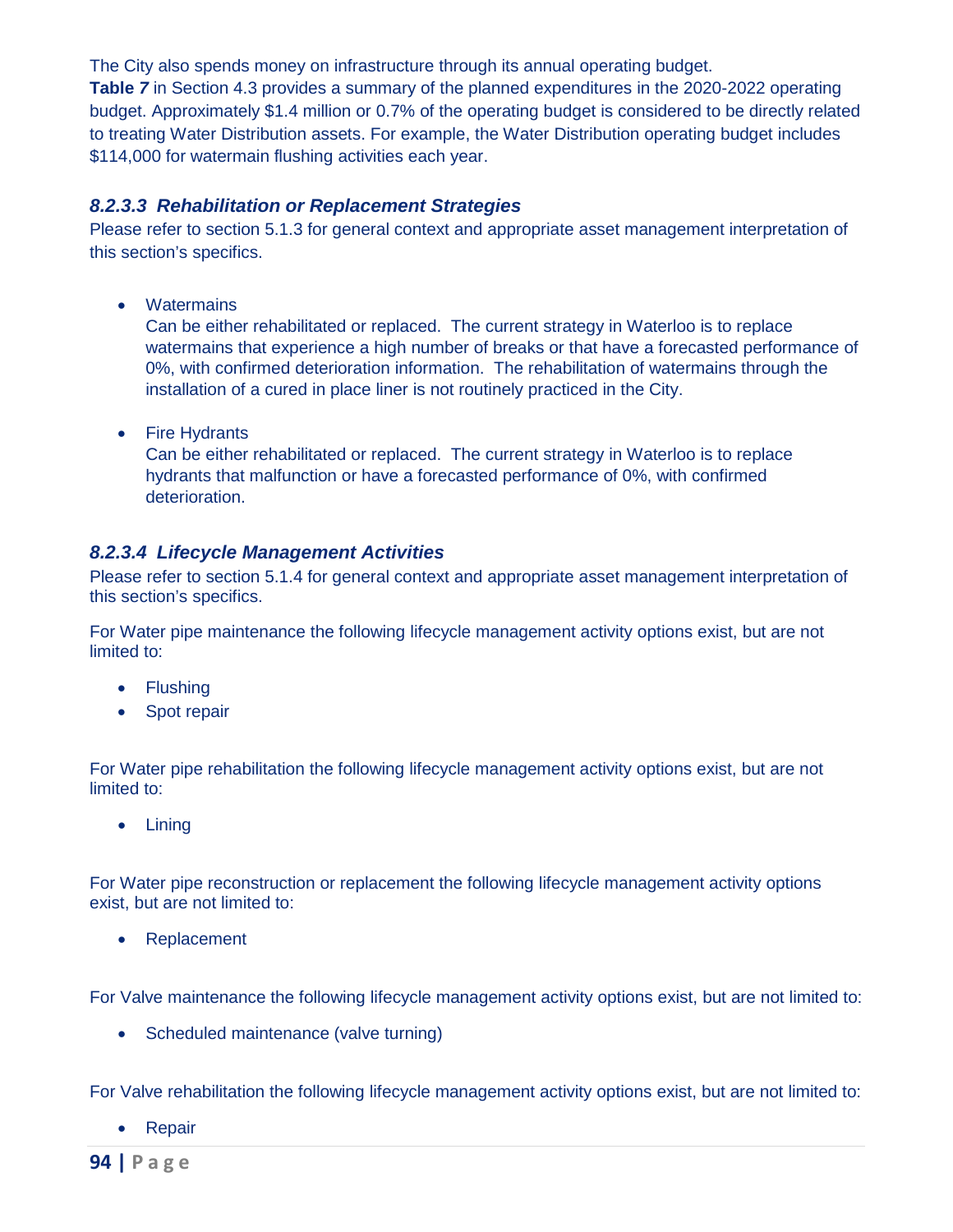The City also spends money on infrastructure through its annual operating budget. **Table *7*** in Section 4.3 provides a summary of the planned expenditures in the 2020-2022 operating budget. Approximately $1.4 million or 0.7% of the operating budget is considered to be directly related to treating Water Distribution assets. For example, the Water Distribution operating budget includes $114,000 for watermain flushing activities each year.

#### *8.2.3.3 Rehabilitation or Replacement Strategies*

Please refer to section 5.1.3 for general context and appropriate asset management interpretation of this section's specifics.

- Watermains
  Can be either rehabilitated or replaced. The current strategy in Waterloo is to replace watermains that experience a high number of breaks or that have a forecasted performance of 0%, with confirmed deterioration information. The rehabilitation of watermains through the installation of a cured in place liner is not routinely practiced in the City.

- Fire Hydrants
  Can be either rehabilitated or replaced. The current strategy in Waterloo is to replace hydrants that malfunction or have a forecasted performance of 0%, with confirmed deterioration.

#### *8.2.3.4 Lifecycle Management Activities*

Please refer to section 5.1.4 for general context and appropriate asset management interpretation of this section's specifics.

For Water pipe maintenance the following lifecycle management activity options exist, but are not limited to:

- Flushing
- Spot repair

For Water pipe rehabilitation the following lifecycle management activity options exist, but are not limited to:

- Lining

For Water pipe reconstruction or replacement the following lifecycle management activity options exist, but are not limited to:

- Replacement

For Valve maintenance the following lifecycle management activity options exist, but are not limited to:

- Scheduled maintenance (valve turning)

For Valve rehabilitation the following lifecycle management activity options exist, but are not limited to:

- Repair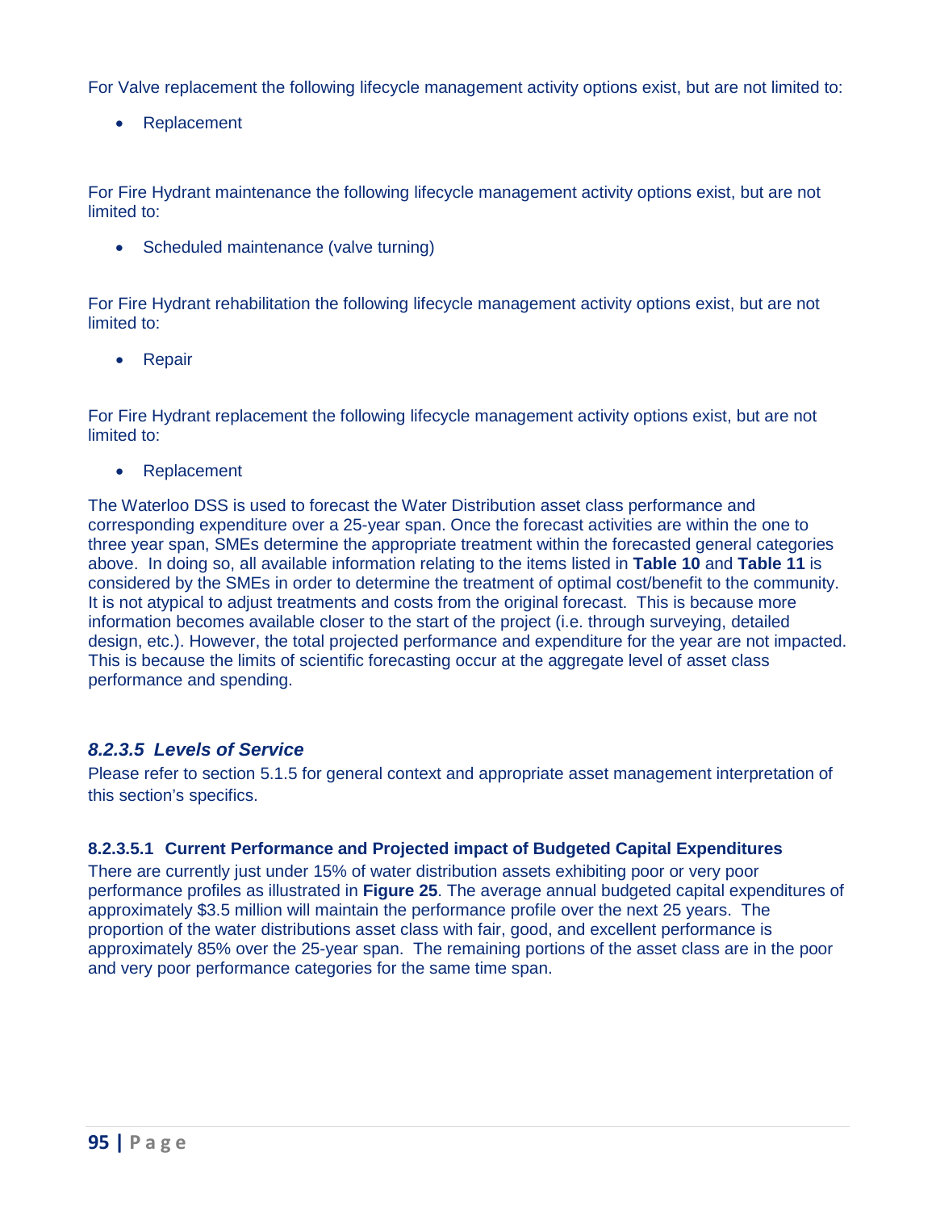For Valve replacement the following lifecycle management activity options exist, but are not limited to:

- Replacement

For Fire Hydrant maintenance the following lifecycle management activity options exist, but are not limited to:

- Scheduled maintenance (valve turning)

For Fire Hydrant rehabilitation the following lifecycle management activity options exist, but are not limited to:

- Repair

For Fire Hydrant replacement the following lifecycle management activity options exist, but are not limited to:

- Replacement

The Waterloo DSS is used to forecast the Water Distribution asset class performance and corresponding expenditure over a 25-year span. Once the forecast activities are within the one to three year span, SMEs determine the appropriate treatment within the forecasted general categories above. In doing so, all available information relating to the items listed in **Table 10** and **Table 11** is considered by the SMEs in order to determine the treatment of optimal cost/benefit to the community. It is not atypical to adjust treatments and costs from the original forecast. This is because more information becomes available closer to the start of the project (i.e. through surveying, detailed design, etc.). However, the total projected performance and expenditure for the year are not impacted. This is because the limits of scientific forecasting occur at the aggregate level of asset class performance and spending.

### *8.2.3.5 Levels of Service*

Please refer to section 5.1.5 for general context and appropriate asset management interpretation of this section's specifics.

#### 8.2.3.5.1 Current Performance and Projected impact of Budgeted Capital Expenditures

There are currently just under 15% of water distribution assets exhibiting poor or very poor performance profiles as illustrated in **Figure 25**. The average annual budgeted capital expenditures of approximately $3.5 million will maintain the performance profile over the next 25 years. The proportion of the water distributions asset class with fair, good, and excellent performance is approximately 85% over the 25-year span. The remaining portions of the asset class are in the poor and very poor performance categories for the same time span.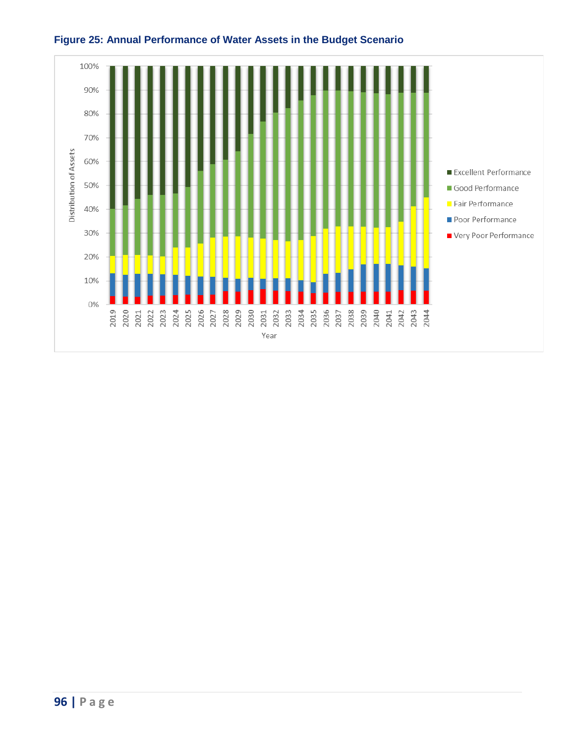**Figure 25: Annual Performance of Water Assets in the Budget Scenario**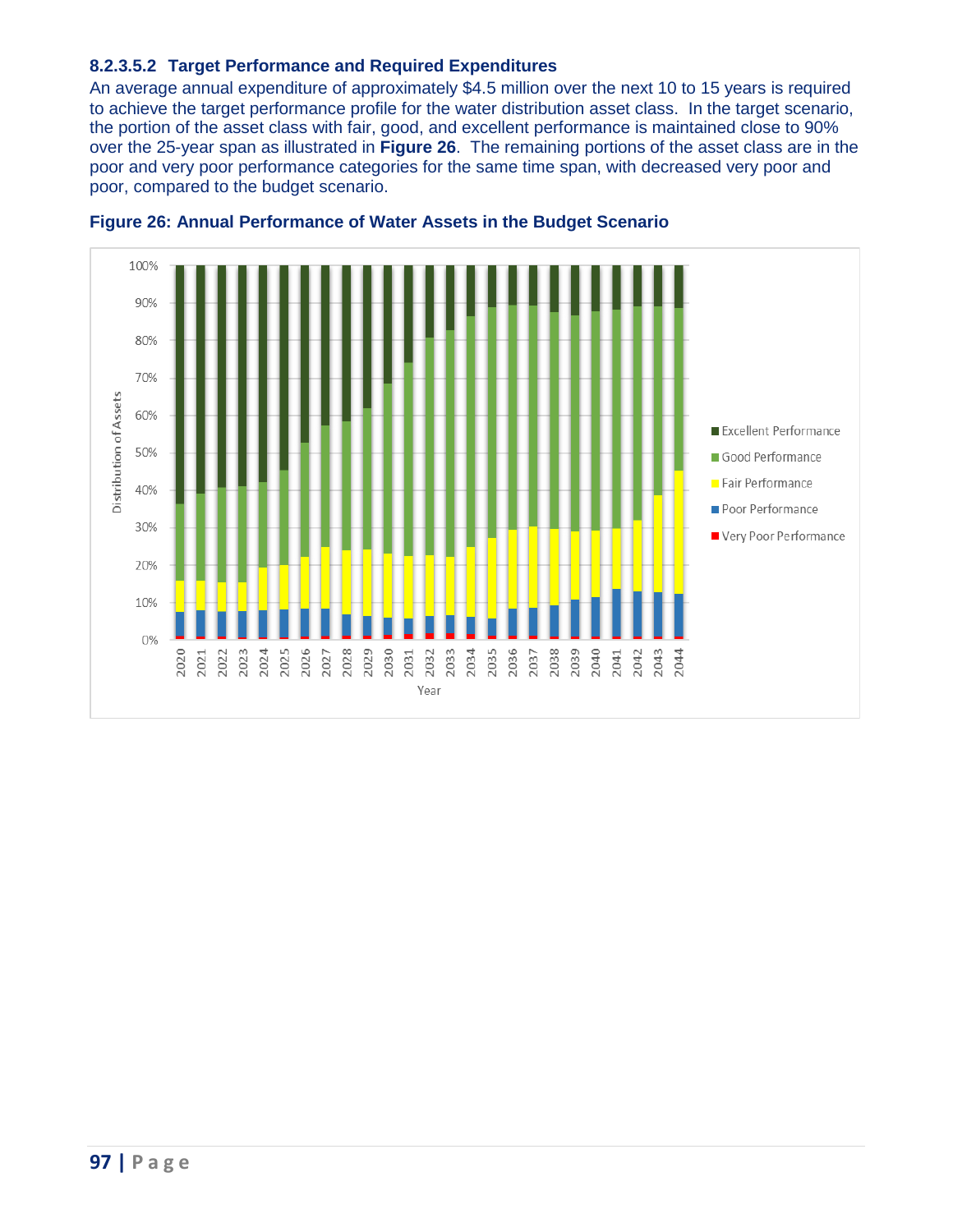#### 8.2.3.5.2 Target Performance and Required Expenditures

An average annual expenditure of approximately $4.5 million over the next 10 to 15 years is required to achieve the target performance profile for the water distribution asset class. In the target scenario, the portion of the asset class with fair, good, and excellent performance is maintained close to 90% over the 25-year span as illustrated in **Figure 26**. The remaining portions of the asset class are in the poor and very poor performance categories for the same time span, with decreased very poor and poor, compared to the budget scenario.

**Figure 26: Annual Performance of Water Assets in the Budget Scenario**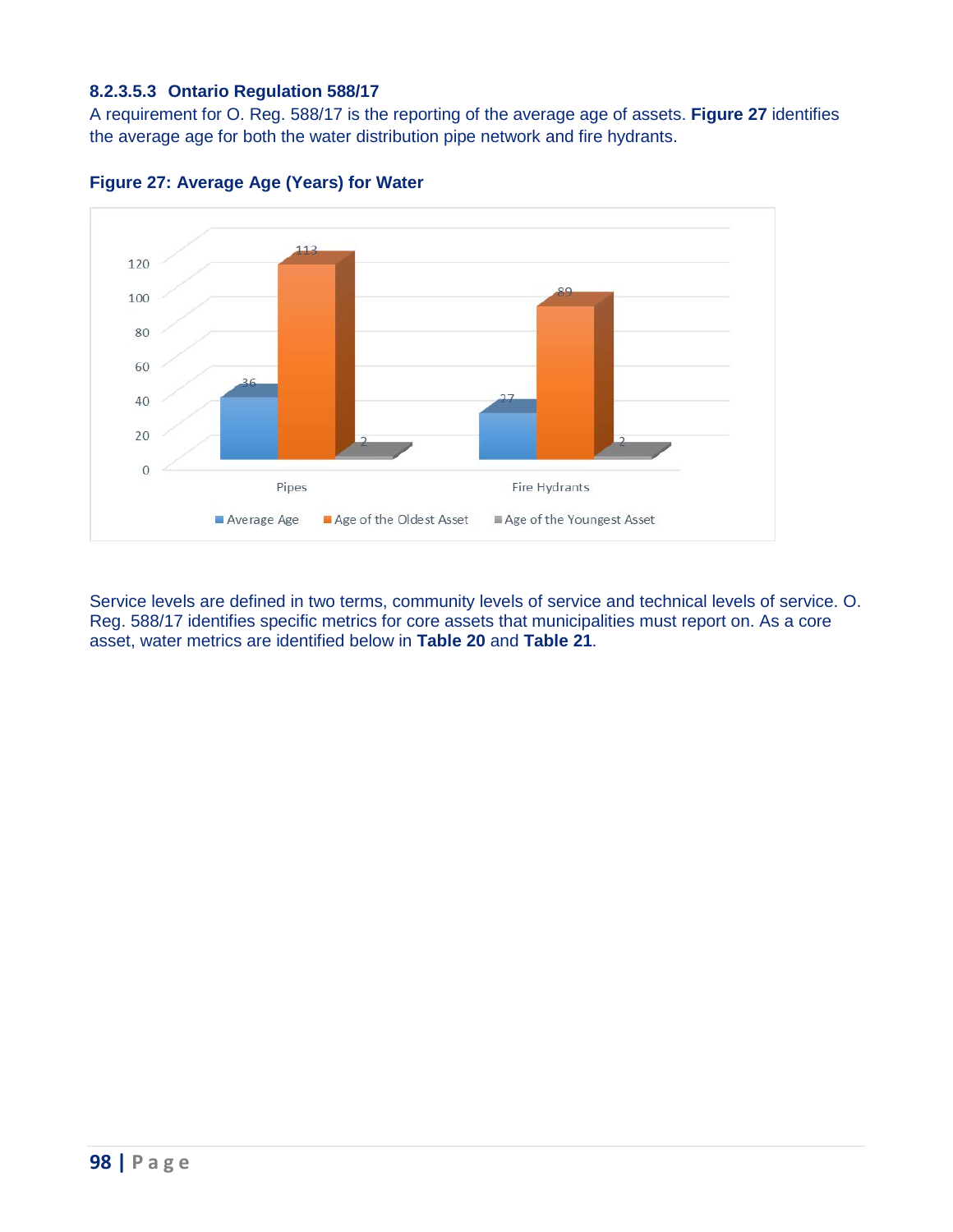#### 8.2.3.5.3 Ontario Regulation 588/17

A requirement for O. Reg. 588/17 is the reporting of the average age of assets. **Figure 27** identifies the average age for both the water distribution pipe network and fire hydrants.

**Figure 27: Average Age (Years) for Water**

| | Average Age | Age of the Oldest Asset | Age of the Youngest Asset |
|---|---|---|---|
| Pipes | 36 | 113 | 2 |
| Fire Hydrants | 27 | 89 | 2 |

Service levels are defined in two terms, community levels of service and technical levels of service. O. Reg. 588/17 identifies specific metrics for core assets that municipalities must report on. As a core asset, water metrics are identified below in **Table 20** and **Table 21**.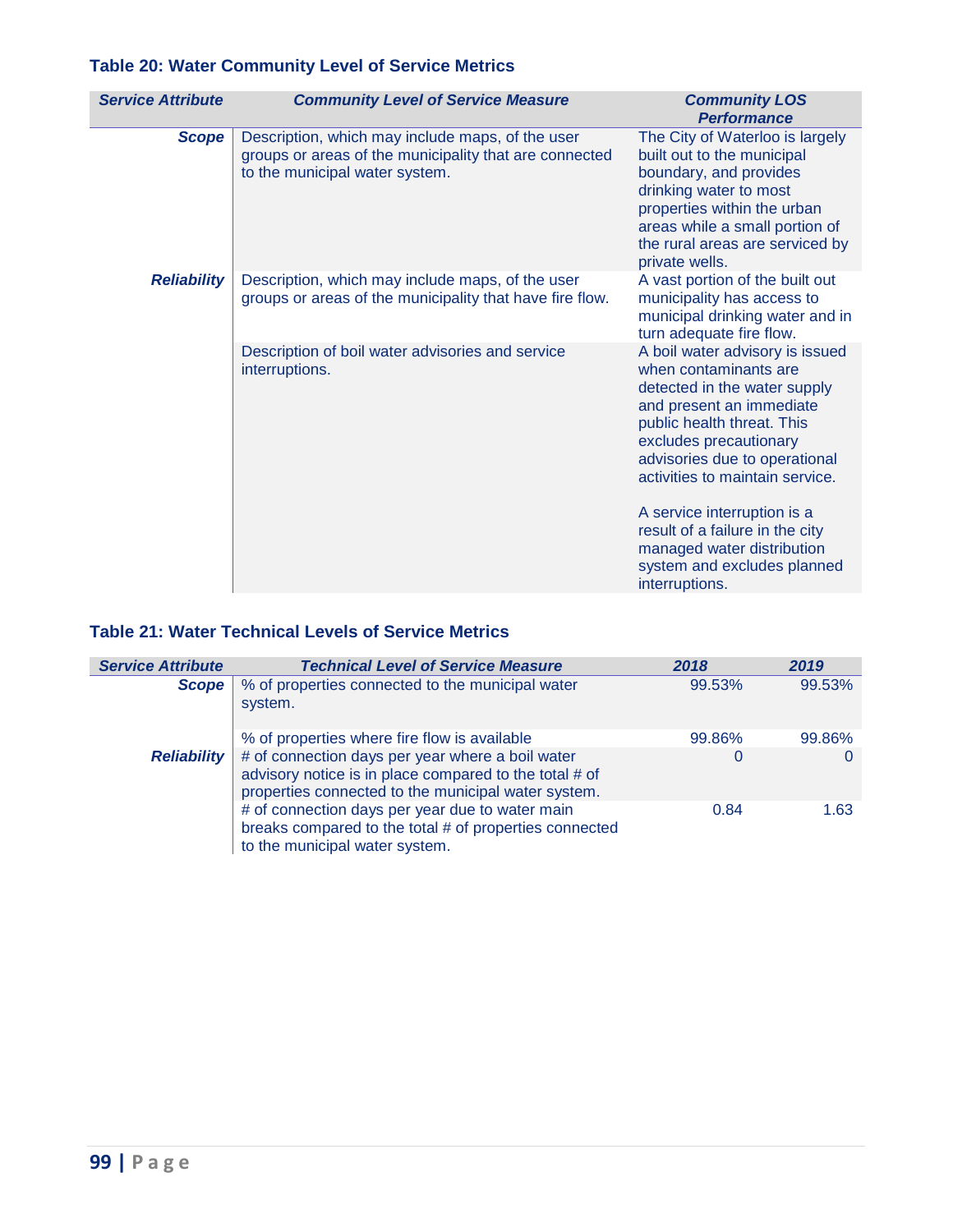### Table 20: Water Community Level of Service Metrics

| Service Attribute | Community Level of Service Measure | Community LOS Performance |
|---|---|---|
| **Scope** | Description, which may include maps, of the user groups or areas of the municipality that are connected to the municipal water system. | The City of Waterloo is largely built out to the municipal boundary, and provides drinking water to most properties within the urban areas while a small portion of the rural areas are serviced by private wells. |
| **Reliability** | Description, which may include maps, of the user groups or areas of the municipality that have fire flow. | A vast portion of the built out municipality has access to municipal drinking water and in turn adequate fire flow. |
| | Description of boil water advisories and service interruptions. | A boil water advisory is issued when contaminants are detected in the water supply and present an immediate public health threat. This excludes precautionary advisories due to operational activities to maintain service.<br><br>A service interruption is a result of a failure in the city managed water distribution system and excludes planned interruptions. |

### Table 21: Water Technical Levels of Service Metrics

| Service Attribute | Technical Level of Service Measure | 2018 | 2019 |
|---|---|---|---|
| **Scope** | % of properties connected to the municipal water system. | 99.53% | 99.53% |
| | % of properties where fire flow is available | 99.86% | 99.86% |
| **Reliability** | # of connection days per year where a boil water advisory notice is in place compared to the total # of properties connected to the municipal water system. | 0 | 0 |
| | # of connection days per year due to water main breaks compared to the total # of properties connected to the municipal water system. | 0.84 | 1.63 |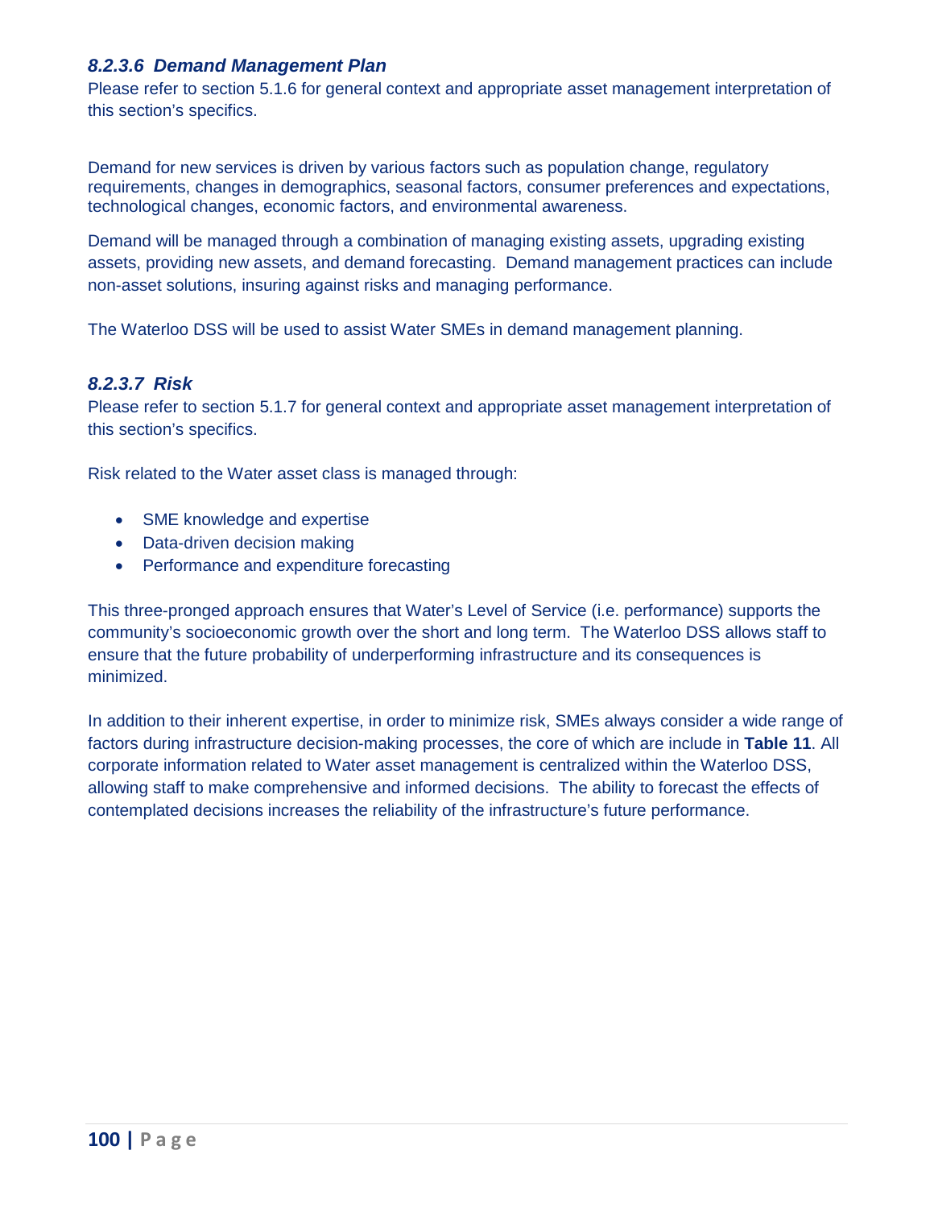#### *8.2.3.6 Demand Management Plan*

Please refer to section 5.1.6 for general context and appropriate asset management interpretation of this section's specifics.

Demand for new services is driven by various factors such as population change, regulatory requirements, changes in demographics, seasonal factors, consumer preferences and expectations, technological changes, economic factors, and environmental awareness.

Demand will be managed through a combination of managing existing assets, upgrading existing assets, providing new assets, and demand forecasting. Demand management practices can include non-asset solutions, insuring against risks and managing performance.

The Waterloo DSS will be used to assist Water SMEs in demand management planning.

#### *8.2.3.7 Risk*

Please refer to section 5.1.7 for general context and appropriate asset management interpretation of this section's specifics.

Risk related to the Water asset class is managed through:

- SME knowledge and expertise
- Data-driven decision making
- Performance and expenditure forecasting

This three-pronged approach ensures that Water's Level of Service (i.e. performance) supports the community's socioeconomic growth over the short and long term. The Waterloo DSS allows staff to ensure that the future probability of underperforming infrastructure and its consequences is minimized.

In addition to their inherent expertise, in order to minimize risk, SMEs always consider a wide range of factors during infrastructure decision-making processes, the core of which are include in **Table 11**. All corporate information related to Water asset management is centralized within the Waterloo DSS, allowing staff to make comprehensive and informed decisions. The ability to forecast the effects of contemplated decisions increases the reliability of the infrastructure's future performance.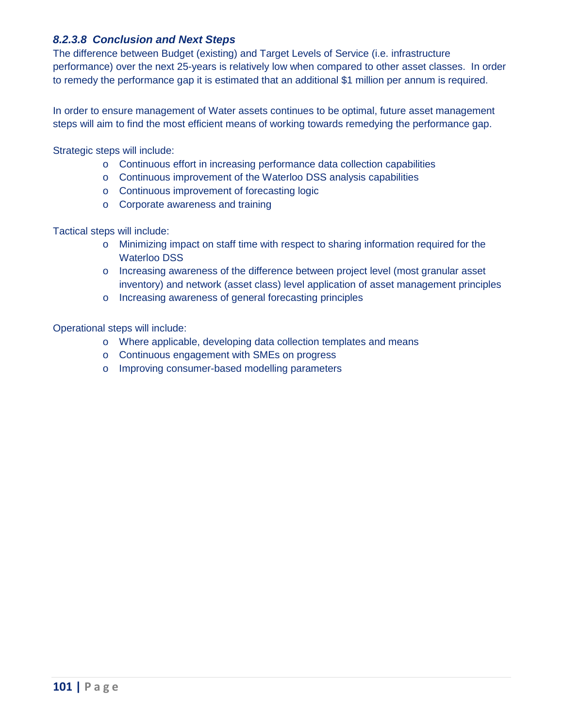#### *8.2.3.8 Conclusion and Next Steps*

The difference between Budget (existing) and Target Levels of Service (i.e. infrastructure performance) over the next 25-years is relatively low when compared to other asset classes. In order to remedy the performance gap it is estimated that an additional $1 million per annum is required.

In order to ensure management of Water assets continues to be optimal, future asset management steps will aim to find the most efficient means of working towards remedying the performance gap.

Strategic steps will include:

- Continuous effort in increasing performance data collection capabilities
- Continuous improvement of the Waterloo DSS analysis capabilities
- Continuous improvement of forecasting logic
- Corporate awareness and training

Tactical steps will include:

- Minimizing impact on staff time with respect to sharing information required for the Waterloo DSS
- Increasing awareness of the difference between project level (most granular asset inventory) and network (asset class) level application of asset management principles
- Increasing awareness of general forecasting principles

Operational steps will include:

- Where applicable, developing data collection templates and means
- Continuous engagement with SMEs on progress
- Improving consumer-based modelling parameters